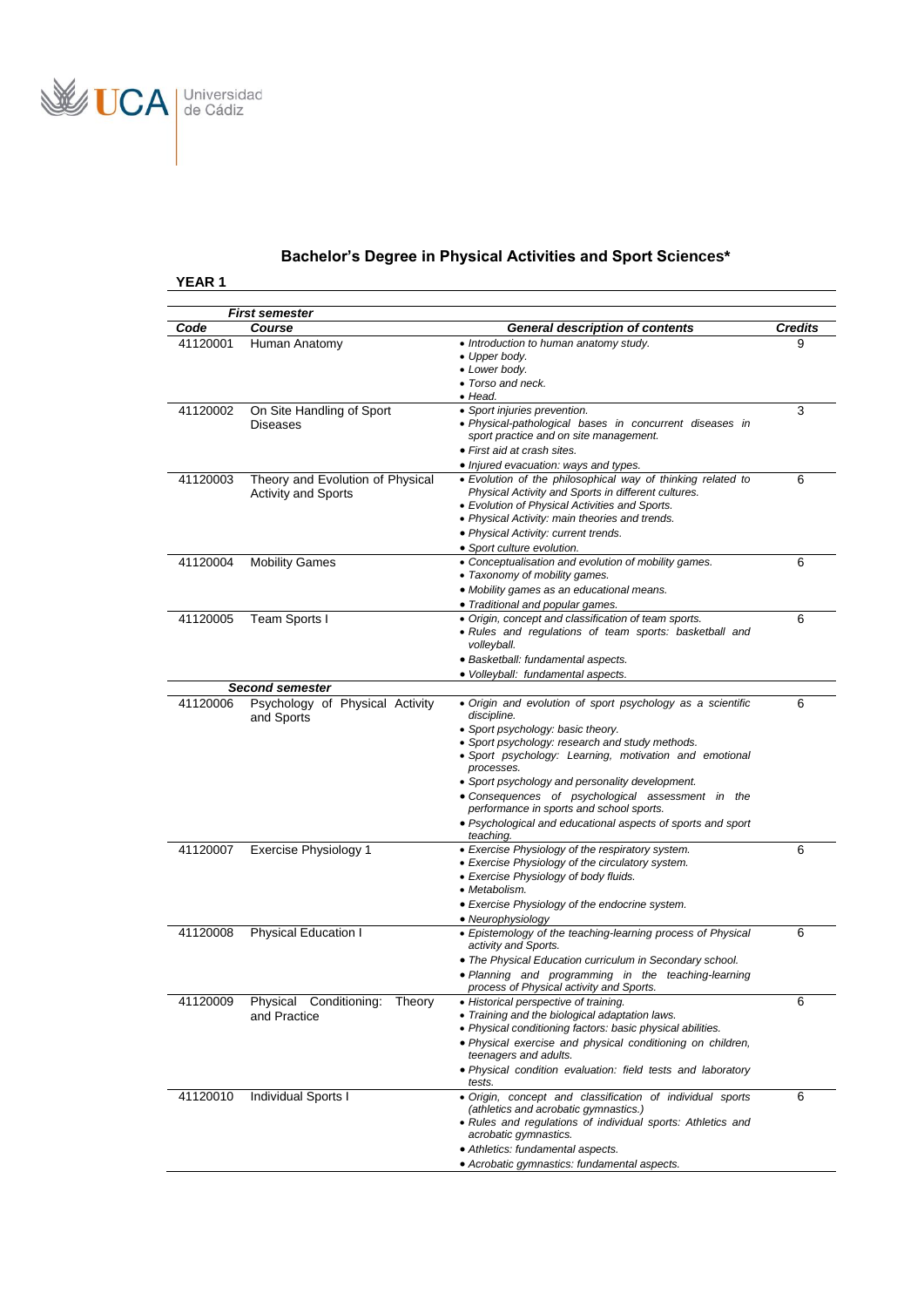# Bachelor's Degree in Physical Activities and Sport Sciences*

## YEAR 1

| Code | Course | General description of contents | Credits |
|---|---|---|---|
| ***First semester*** | | | |
| 41120001 | Human Anatomy | • *Introduction to human anatomy study.*<br>• *Upper body.*<br>• *Lower body.*<br>• *Torso and neck.*<br>• *Head.* | 9 |
| 41120002 | On Site Handling of Sport Diseases | • *Sport injuries prevention.*<br>• *Physical-pathological bases in concurrent diseases in sport practice and on site management.*<br>• *First aid at crash sites.*<br>• *Injured evacuation: ways and types.* | 3 |
| 41120003 | Theory and Evolution of Physical Activity and Sports | • *Evolution of the philosophical way of thinking related to Physical Activity and Sports in different cultures.*<br>• *Evolution of Physical Activities and Sports.*<br>• *Physical Activity: main theories and trends.*<br>• *Physical Activity: current trends.*<br>• *Sport culture evolution.* | 6 |
| 41120004 | Mobility Games | • *Conceptualisation and evolution of mobility games.*<br>• *Taxonomy of mobility games.*<br>• *Mobility games as an educational means.*<br>• *Traditional and popular games.* | 6 |
| 41120005 | Team Sports I | • *Origin, concept and classification of team sports.*<br>• *Rules and regulations of team sports: basketball and volleyball.*<br>• *Basketball: fundamental aspects.*<br>• *Volleyball: fundamental aspects.* | 6 |
| ***Second semester*** | | | |
| 41120006 | Psychology of Physical Activity and Sports | • *Origin and evolution of sport psychology as a scientific discipline.*<br>• *Sport psychology: basic theory.*<br>• *Sport psychology: research and study methods.*<br>• *Sport psychology: Learning, motivation and emotional processes.*<br>• *Sport psychology and personality development.*<br>• *Consequences of psychological assessment in the performance in sports and school sports.*<br>• *Psychological and educational aspects of sports and sport teaching.* | 6 |
| 41120007 | Exercise Physiology 1 | • *Exercise Physiology of the respiratory system.*<br>• *Exercise Physiology of the circulatory system.*<br>• *Exercise Physiology of body fluids.*<br>• *Metabolism.*<br>• *Exercise Physiology of the endocrine system.*<br>• *Neurophysiology* | 6 |
| 41120008 | Physical Education I | • *Epistemology of the teaching-learning process of Physical activity and Sports.*<br>• *The Physical Education curriculum in Secondary school.*<br>• *Planning and programming in the teaching-learning process of Physical activity and Sports.* | 6 |
| 41120009 | Physical Conditioning: Theory and Practice | • *Historical perspective of training.*<br>• *Training and the biological adaptation laws.*<br>• *Physical conditioning factors: basic physical abilities.*<br>• *Physical exercise and physical conditioning on children, teenagers and adults.*<br>• *Physical condition evaluation: field tests and laboratory tests.* | 6 |
| 41120010 | Individual Sports I | • *Origin, concept and classification of individual sports (athletics and acrobatic gymnastics.)*<br>• *Rules and regulations of individual sports: Athletics and acrobatic gymnastics.*<br>• *Athletics: fundamental aspects.*<br>• *Acrobatic gymnastics: fundamental aspects.* | 6 |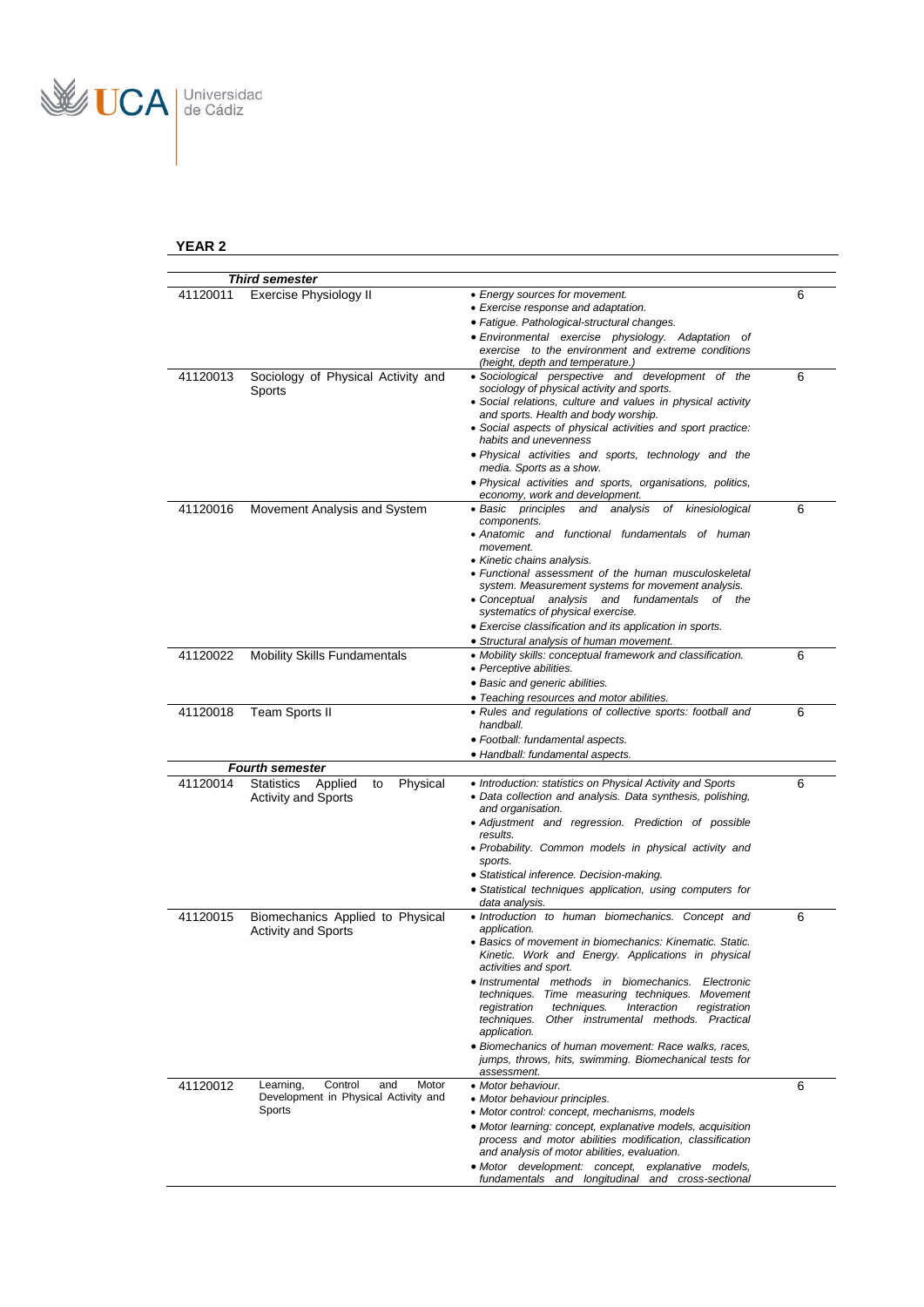## YEAR 2

| | | | |
|---|---|---|---|
| ***Third semester*** | | | |
| 41120011 | Exercise Physiology II | • *Energy sources for movement.*<br>• *Exercise response and adaptation.*<br>• *Fatigue. Pathological-structural changes.*<br>• *Environmental exercise physiology. Adaptation of exercise to the environment and extreme conditions (height, depth and temperature.)* | 6 |
| 41120013 | Sociology of Physical Activity and Sports | • *Sociological perspective and development of the sociology of physical activity and sports.*<br>• *Social relations, culture and values in physical activity and sports. Health and body worship.*<br>• *Social aspects of physical activities and sport practice: habits and unevenness*<br>• *Physical activities and sports, technology and the media. Sports as a show.*<br>• *Physical activities and sports, organisations, politics, economy, work and development.* | 6 |
| 41120016 | Movement Analysis and System | • *Basic principles and analysis of kinesiological components.*<br>• *Anatomic and functional fundamentals of human movement.*<br>• *Kinetic chains analysis.*<br>• *Functional assessment of the human musculoskeletal system. Measurement systems for movement analysis.*<br>• *Conceptual analysis and fundamentals of the systematics of physical exercise.*<br>• *Exercise classification and its application in sports.*<br>• *Structural analysis of human movement.* | 6 |
| 41120022 | Mobility Skills Fundamentals | • *Mobility skills: conceptual framework and classification.*<br>• *Perceptive abilities.*<br>• *Basic and generic abilities.*<br>• *Teaching resources and motor abilities.* | 6 |
| 41120018 | Team Sports II | • *Rules and regulations of collective sports: football and handball.*<br>• *Football: fundamental aspects.*<br>• *Handball: fundamental aspects.* | 6 |
| ***Fourth semester*** | | | |
| 41120014 | Statistics Applied to Physical Activity and Sports | • *Introduction: statistics on Physical Activity and Sports*<br>• *Data collection and analysis. Data synthesis, polishing, and organisation.*<br>• *Adjustment and regression. Prediction of possible results.*<br>• *Probability. Common models in physical activity and sports.*<br>• *Statistical inference. Decision-making.*<br>• *Statistical techniques application, using computers for data analysis.* | 6 |
| 41120015 | Biomechanics Applied to Physical Activity and Sports | • *Introduction to human biomechanics. Concept and application.*<br>• *Basics of movement in biomechanics: Kinematic. Static. Kinetic. Work and Energy. Applications in physical activities and sport.*<br>• *Instrumental methods in biomechanics. Electronic techniques. Time measuring techniques. Movement registration techniques. Interaction registration techniques. Other instrumental methods. Practical application.*<br>• *Biomechanics of human movement: Race walks, races, jumps, throws, hits, swimming. Biomechanical tests for assessment.* | 6 |
| 41120012 | Learning, Control and Motor Development in Physical Activity and Sports | • *Motor behaviour.*<br>• *Motor behaviour principles.*<br>• *Motor control: concept, mechanisms, models*<br>• *Motor learning: concept, explanative models, acquisition process and motor abilities modification, classification and analysis of motor abilities, evaluation.*<br>• *Motor development: concept, explanative models, fundamentals and longitudinal and cross-sectional* | 6 |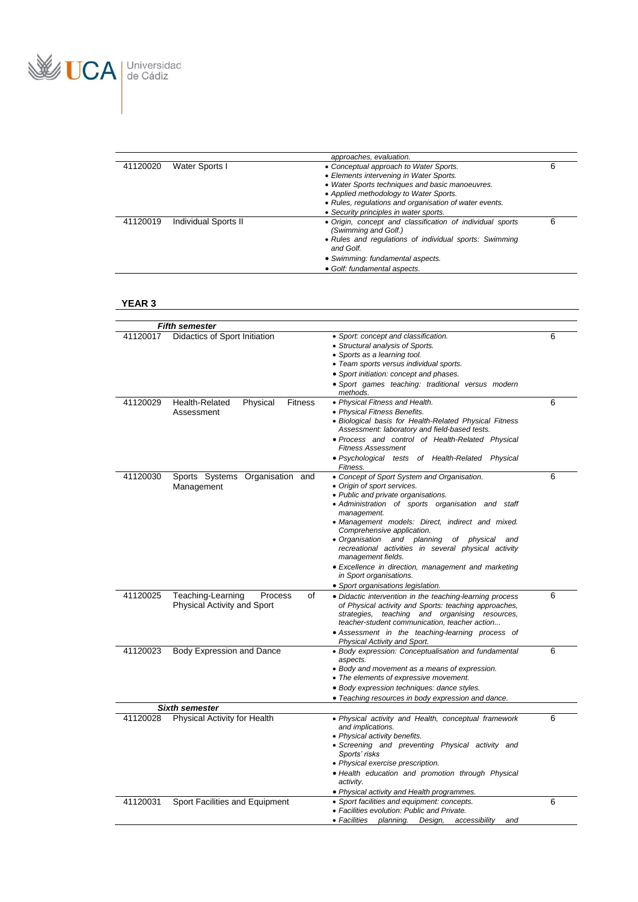| | | | |
|---|---|---|---|
| | | *approaches, evaluation.* | |
| 41120020 | Water Sports I | • *Conceptual approach to Water Sports.*<br>• *Elements intervening in Water Sports.*<br>• *Water Sports techniques and basic manoeuvres.*<br>• *Applied methodology to Water Sports.*<br>• *Rules, regulations and organisation of water events.*<br>• *Security principles in water sports.* | 6 |
| 41120019 | Individual Sports II | • *Origin, concept and classification of individual sports (Swimming and Golf.)*<br>• *Rules and regulations of individual sports: Swimming and Golf.*<br>• *Swimming: fundamental aspects.*<br>• *Golf: fundamental aspects.* | 6 |

**YEAR 3**

| | | | |
|---|---|---|---|
| ***Fifth semester*** | | | |
| 41120017 | Didactics of Sport Initiation | • *Sport: concept and classification.*<br>• *Structural analysis of Sports.*<br>• *Sports as a learning tool.*<br>• *Team sports versus individual sports.*<br>• *Sport initiation: concept and phases.*<br>• *Sport games teaching: traditional versus modern methods.* | 6 |
| 41120029 | Health-Related Physical Fitness Assessment | • *Physical Fitness and Health.*<br>• *Physical Fitness Benefits.*<br>• *Biological basis for Health-Related Physical Fitness Assessment: laboratory and field-based tests.*<br>• *Process and control of Health-Related Physical Fitness Assessment*<br>• *Psychological tests of Health-Related Physical Fitness.* | 6 |
| 41120030 | Sports Systems Organisation and Management | • *Concept of Sport System and Organisation.*<br>• *Origin of sport services.*<br>• *Public and private organisations.*<br>• *Administration of sports organisation and staff management.*<br>• *Management models: Direct, indirect and mixed. Comprehensive application.*<br>• *Organisation and planning of physical and recreational activities in several physical activity management fields.*<br>• *Excellence in direction, management and marketing in Sport organisations.*<br>• *Sport organisations legislation.* | 6 |
| 41120025 | Teaching-Learning Process of Physical Activity and Sport | • *Didactic intervention in the teaching-learning process of Physical activity and Sports: teaching approaches, strategies, teaching and organising resources, teacher-student communication, teacher action...*<br>• *Assessment in the teaching-learning process of Physical Activity and Sport.* | 6 |
| 41120023 | Body Expression and Dance | • *Body expression: Conceptualisation and fundamental aspects.*<br>• *Body and movement as a means of expression.*<br>• *The elements of expressive movement.*<br>• *Body expression techniques: dance styles.*<br>• *Teaching resources in body expression and dance.* | 6 |
| ***Sixth semester*** | | | |
| 41120028 | Physical Activity for Health | • *Physical activity and Health, conceptual framework and implications.*<br>• *Physical activity benefits.*<br>• *Screening and preventing Physical activity and Sports' risks*<br>• *Physical exercise prescription.*<br>• *Health education and promotion through Physical activity.*<br>• *Physical activity and Health programmes.* | 6 |
| 41120031 | Sport Facilities and Equipment | • *Sport facilities and equipment: concepts.*<br>• *Facilities evolution: Public and Private.*<br>• *Facilities planning. Design, accessibility and* | 6 |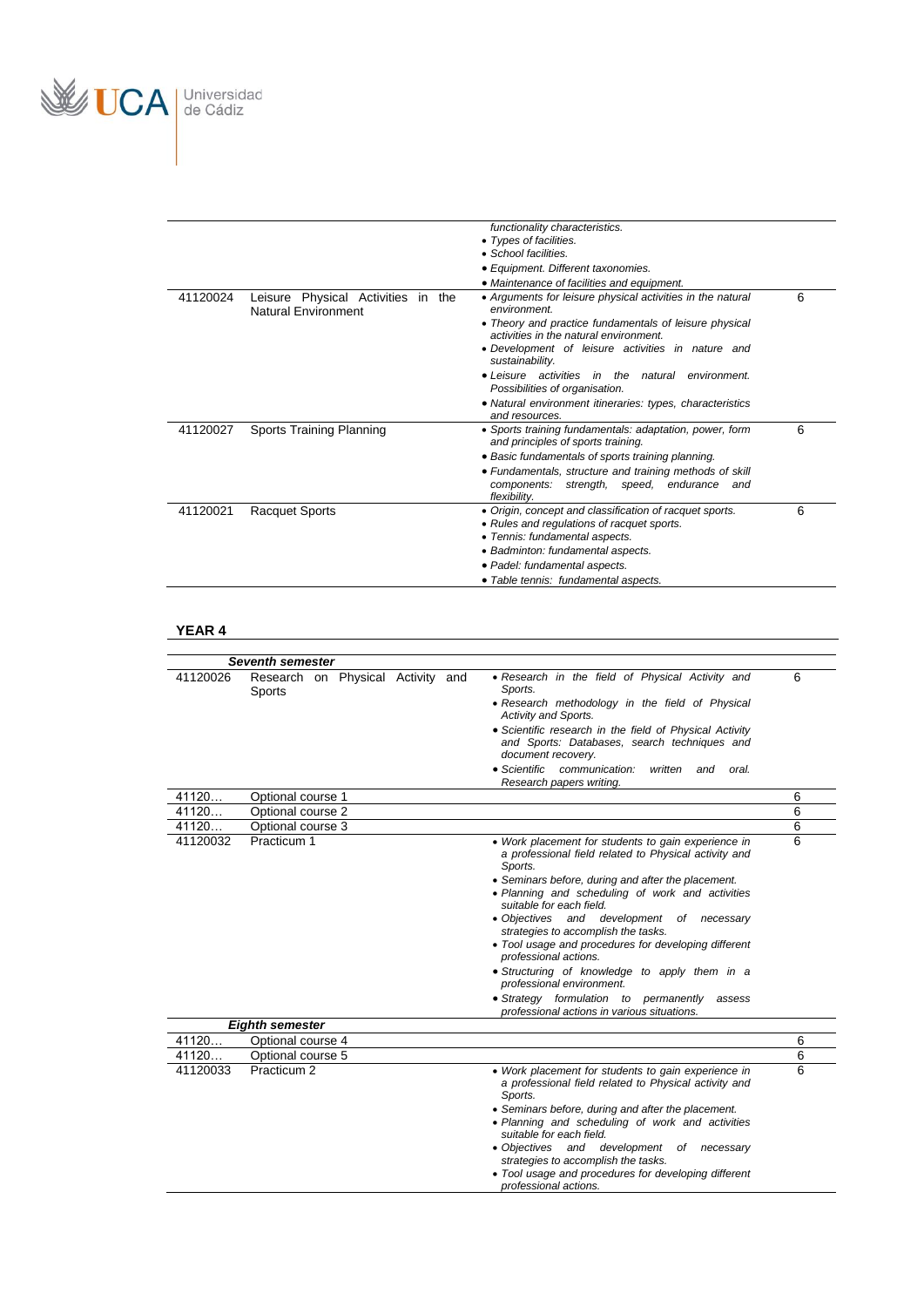| | | | |
|---|---|---|---|
| | | *functionality characteristics.*<br>• *Types of facilities.*<br>• *School facilities.*<br>• *Equipment. Different taxonomies.*<br>• *Maintenance of facilities and equipment.* | |
| 41120024 | Leisure Physical Activities in the Natural Environment | • *Arguments for leisure physical activities in the natural environment.*<br>• *Theory and practice fundamentals of leisure physical activities in the natural environment.*<br>• *Development of leisure activities in nature and sustainability.*<br>• *Leisure activities in the natural environment. Possibilities of organisation.*<br>• *Natural environment itineraries: types, characteristics and resources.* | 6 |
| 41120027 | Sports Training Planning | • *Sports training fundamentals: adaptation, power, form and principles of sports training.*<br>• *Basic fundamentals of sports training planning.*<br>• *Fundamentals, structure and training methods of skill components: strength, speed, endurance and flexibility.* | 6 |
| 41120021 | Racquet Sports | • *Origin, concept and classification of racquet sports.*<br>• *Rules and regulations of racquet sports.*<br>• *Tennis: fundamental aspects.*<br>• *Badminton: fundamental aspects.*<br>• *Padel: fundamental aspects.*<br>• *Table tennis: fundamental aspects.* | 6 |

**YEAR 4**

| | | | |
|---|---|---|---|
| | ***Seventh semester*** | | |
| 41120026 | Research on Physical Activity and Sports | • *Research in the field of Physical Activity and Sports.*<br>• *Research methodology in the field of Physical Activity and Sports.*<br>• *Scientific research in the field of Physical Activity and Sports: Databases, search techniques and document recovery.*<br>• *Scientific communication: written and oral. Research papers writing.* | 6 |
| 41120… | Optional course 1 | | 6 |
| 41120… | Optional course 2 | | 6 |
| 41120… | Optional course 3 | | 6 |
| 41120032 | Practicum 1 | • *Work placement for students to gain experience in a professional field related to Physical Activity and Sports.*<br>• *Seminars before, during and after the placement.*<br>• *Planning and scheduling of work and activities suitable for each field.*<br>• *Objectives and development of necessary strategies to accomplish the tasks.*<br>• *Tool usage and procedures for developing different professional actions.*<br>• *Structuring of knowledge to apply them in a professional environment.*<br>• *Strategy formulation to permanently assess professional actions in various situations.* | 6 |
| | ***Eighth semester*** | | |
| 41120… | Optional course 4 | | 6 |
| 41120… | Optional course 5 | | 6 |
| 41120033 | Practicum 2 | • *Work placement for students to gain experience in a professional field related to Physical activity and Sports.*<br>• *Seminars before, during and after the placement.*<br>• *Planning and scheduling of work and activities suitable for each field.*<br>• *Objectives and development of necessary strategies to accomplish the tasks.*<br>• *Tool usage and procedures for developing different professional actions.* | 6 |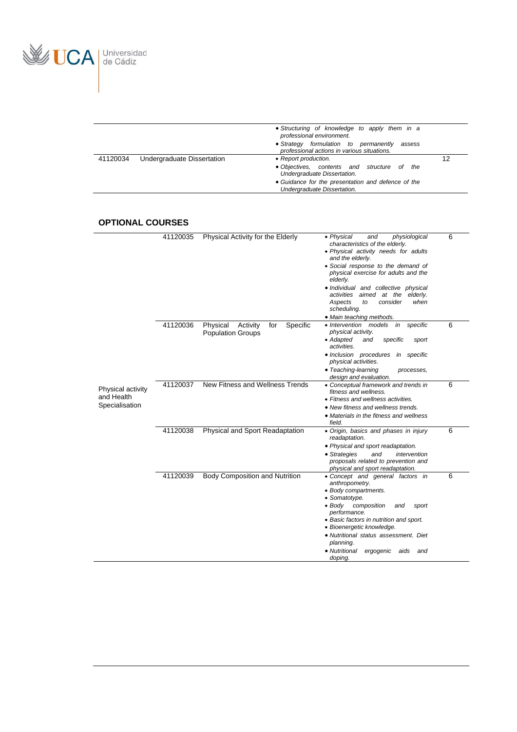| | | | |
|---|---|---|---|
| | | • *Structuring of knowledge to apply them in a professional environment.*<br>• *Strategy formulation to permanently assess professional actions in various situations.* | |
| 41120034 | Undergraduate Dissertation | • *Report production.*<br>• *Objectives, contents and structure of the Undergraduate Dissertation.*<br>• *Guidance for the presentation and defence of the Undergraduate Dissertation.* | 12 |

## OPTIONAL COURSES

| | | | | |
|---|---|---|---|---|
| Physical activity and Health Specialisation | 41120035 | Physical Activity for the Elderly | • *Physical and physiological characteristics of the elderly.*<br>• *Physical activity needs for adults and the elderly.*<br>• *Social response to the demand of physical exercise for adults and the elderly.*<br>• *Individual and collective physical activities aimed at the elderly. Aspects to consider when scheduling.*<br>• *Main teaching methods.* | 6 |
| | 41120036 | Physical Activity for Specific Population Groups | • *Intervention models in specific physical activity.*<br>• *Adapted and specific sport activities.*<br>• *Inclusion procedures in specific physical activities.*<br>• *Teaching-learning processes, design and evaluation.* | 6 |
| | 41120037 | New Fitness and Wellness Trends | • *Conceptual framework and trends in fitness and wellness.*<br>• *Fitness and wellness activities.*<br>• *New fitness and wellness trends.*<br>• *Materials in the fitness and wellness field.* | 6 |
| | 41120038 | Physical and Sport Readaptation | • *Origin, basics and phases in injury readaptation.*<br>• *Physical and sport readaptation.*<br>• *Strategies and intervention proposals related to prevention and physical and sport readaptation.* | 6 |
| | 41120039 | Body Composition and Nutrition | • *Concept and general factors in anthropometry.*<br>• *Body compartments.*<br>• *Somatotype.*<br>• *Body composition and sport performance.*<br>• *Basic factors in nutrition and sport.*<br>• *Bioenergetic knowledge.*<br>• *Nutritional status assessment. Diet planning.*<br>• *Nutritional ergogenic aids and doping.* | 6 |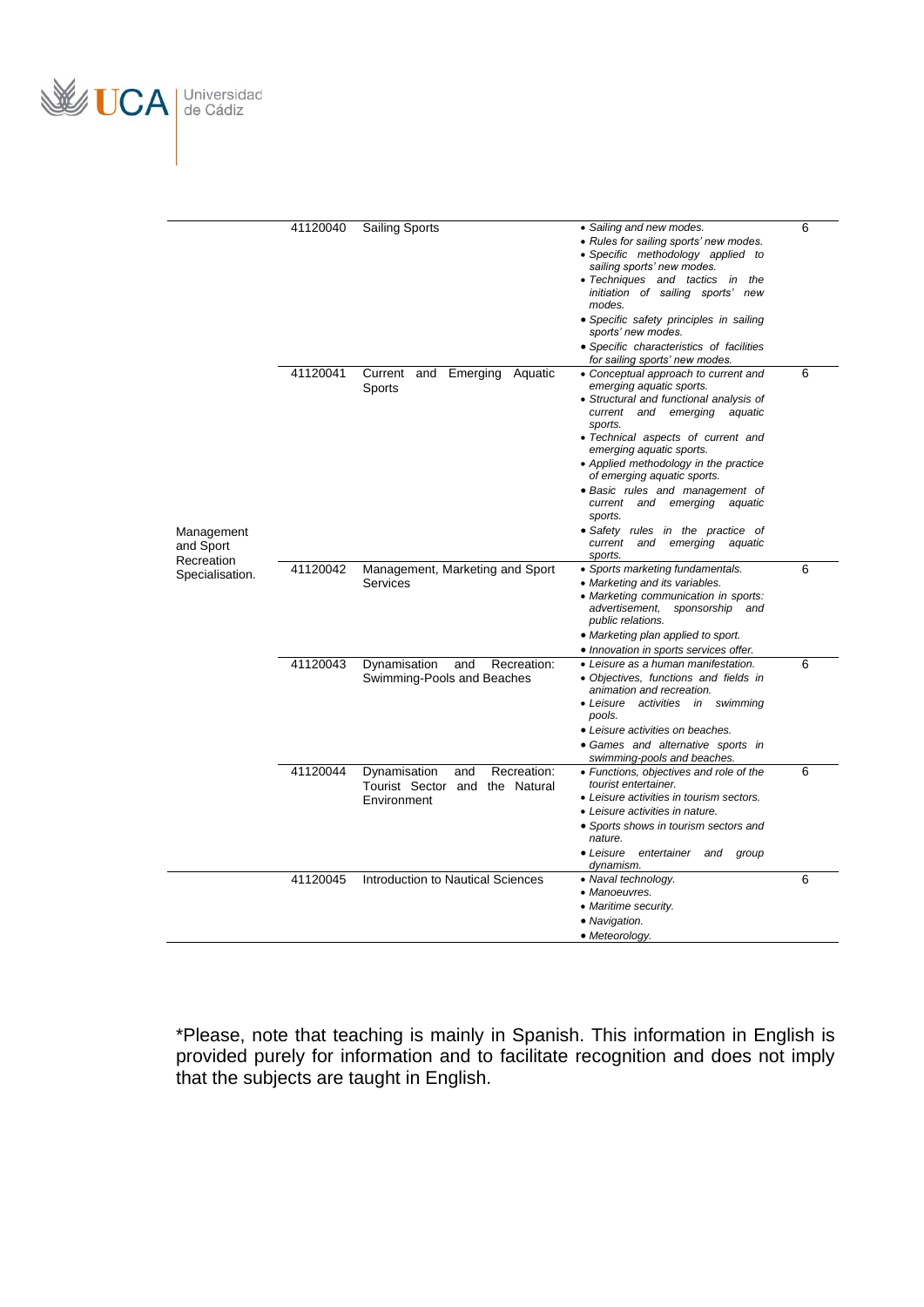| | | | | |
|---|---|---|---|---|
| | 41120040 | Sailing Sports | • *Sailing and new modes.*<br>• *Rules for sailing sports' new modes.*<br>• *Specific methodology applied to sailing sports' new modes.*<br>• *Techniques and tactics in the initiation of sailing sports' new modes.*<br>• *Specific safety principles in sailing sports' new modes.*<br>• *Specific characteristics of facilities for sailing sports' new modes.* | 6 |
| | 41120041 | Current and Emerging Aquatic Sports | • *Conceptual approach to current and emerging aquatic sports.*<br>• *Structural and functional analysis of current and emerging aquatic sports.*<br>• *Technical aspects of current and emerging aquatic sports.*<br>• *Applied methodology in the practice of emerging aquatic sports.*<br>• *Basic rules and management of current and emerging aquatic sports.*<br>• *Safety rules in the practice of current and emerging aquatic sports.* | 6 |
| Management and Sport Recreation Specialisation. | 41120042 | Management, Marketing and Sport Services | • *Sports marketing fundamentals.*<br>• *Marketing and its variables.*<br>• *Marketing communication in sports: advertisement, sponsorship and public relations.*<br>• *Marketing plan applied to sport.*<br>• *Innovation in sports services offer.* | 6 |
| | 41120043 | Dynamisation and Recreation: Swimming-Pools and Beaches | • *Leisure as a human manifestation.*<br>• *Objectives, functions and fields in animation and recreation.*<br>• *Leisure activities in swimming pools.*<br>• *Leisure activities on beaches.*<br>• *Games and alternative sports in swimming-pools and beaches.* | 6 |
| | 41120044 | Dynamisation and Recreation: Tourist Sector and the Natural Environment | • *Functions, objectives and role of the tourist entertainer.*<br>• *Leisure activities in tourism sectors.*<br>• *Leisure activities in nature.*<br>• *Sports shows in tourism sectors and nature.*<br>• *Leisure entertainer and group dynamism.* | 6 |
| | 41120045 | Introduction to Nautical Sciences | • *Naval technology.*<br>• *Manoeuvres.*<br>• *Maritime security.*<br>• *Navigation.*<br>• *Meteorology.* | 6 |

*Please, note that teaching is mainly in Spanish. This information in English is provided purely for information and to facilitate recognition and does not imply that the subjects are taught in English.